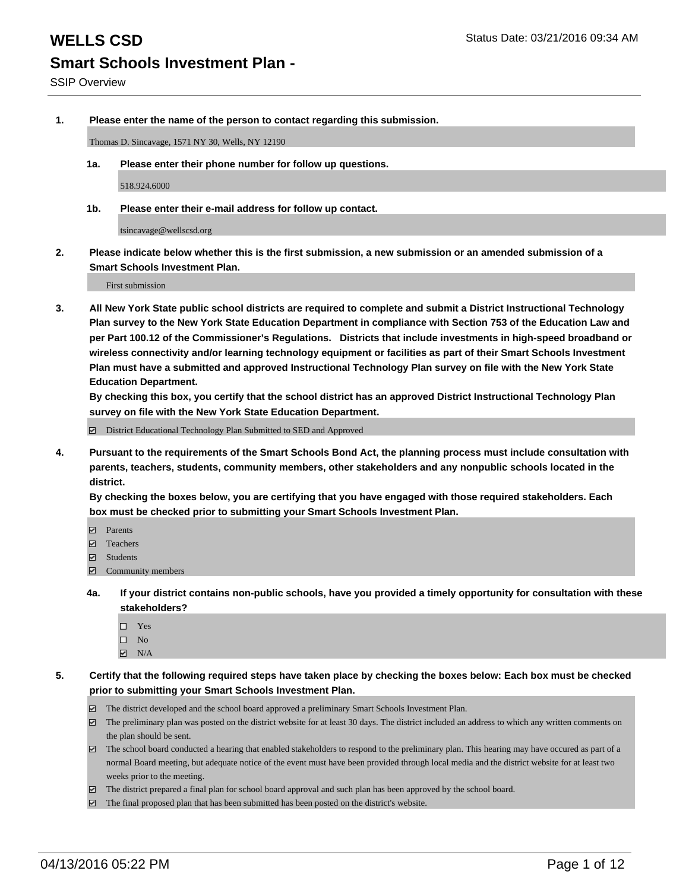# WELLS CSD

Status Date: 03/21/2016 09:34 AM

## Smart Schools Investment Plan -

SSIP Overview

**1. Please enter the name of the person to contact regarding this submission.**

Thomas D. Sincavage, 1571 NY 30, Wells, NY 12190

**1a. Please enter their phone number for follow up questions.**

518.924.6000

**1b. Please enter their e-mail address for follow up contact.**

tsincavage@wellscsd.org

**2. Please indicate below whether this is the first submission, a new submission or an amended submission of a Smart Schools Investment Plan.**

First submission

**3. All New York State public school districts are required to complete and submit a District Instructional Technology Plan survey to the New York State Education Department in compliance with Section 753 of the Education Law and per Part 100.12 of the Commissioner's Regulations. Districts that include investments in high-speed broadband or wireless connectivity and/or learning technology equipment or facilities as part of their Smart Schools Investment Plan must have a submitted and approved Instructional Technology Plan survey on file with the New York State Education Department.**
**By checking this box, you certify that the school district has an approved District Instructional Technology Plan survey on file with the New York State Education Department.**

- [x] District Educational Technology Plan Submitted to SED and Approved

**4. Pursuant to the requirements of the Smart Schools Bond Act, the planning process must include consultation with parents, teachers, students, community members, other stakeholders and any nonpublic schools located in the district.**
**By checking the boxes below, you are certifying that you have engaged with those required stakeholders. Each box must be checked prior to submitting your Smart Schools Investment Plan.**

- [x] Parents
- [x] Teachers
- [x] Students
- [x] Community members

**4a. If your district contains non-public schools, have you provided a timely opportunity for consultation with these stakeholders?**

- [ ] Yes
- [ ] No
- [x] N/A

**5. Certify that the following required steps have taken place by checking the boxes below: Each box must be checked prior to submitting your Smart Schools Investment Plan.**

- [x] The district developed and the school board approved a preliminary Smart Schools Investment Plan.
- [x] The preliminary plan was posted on the district website for at least 30 days. The district included an address to which any written comments on the plan should be sent.
- [x] The school board conducted a hearing that enabled stakeholders to respond to the preliminary plan. This hearing may have occured as part of a normal Board meeting, but adequate notice of the event must have been provided through local media and the district website for at least two weeks prior to the meeting.
- [x] The district prepared a final plan for school board approval and such plan has been approved by the school board.
- [x] The final proposed plan that has been submitted has been posted on the district's website.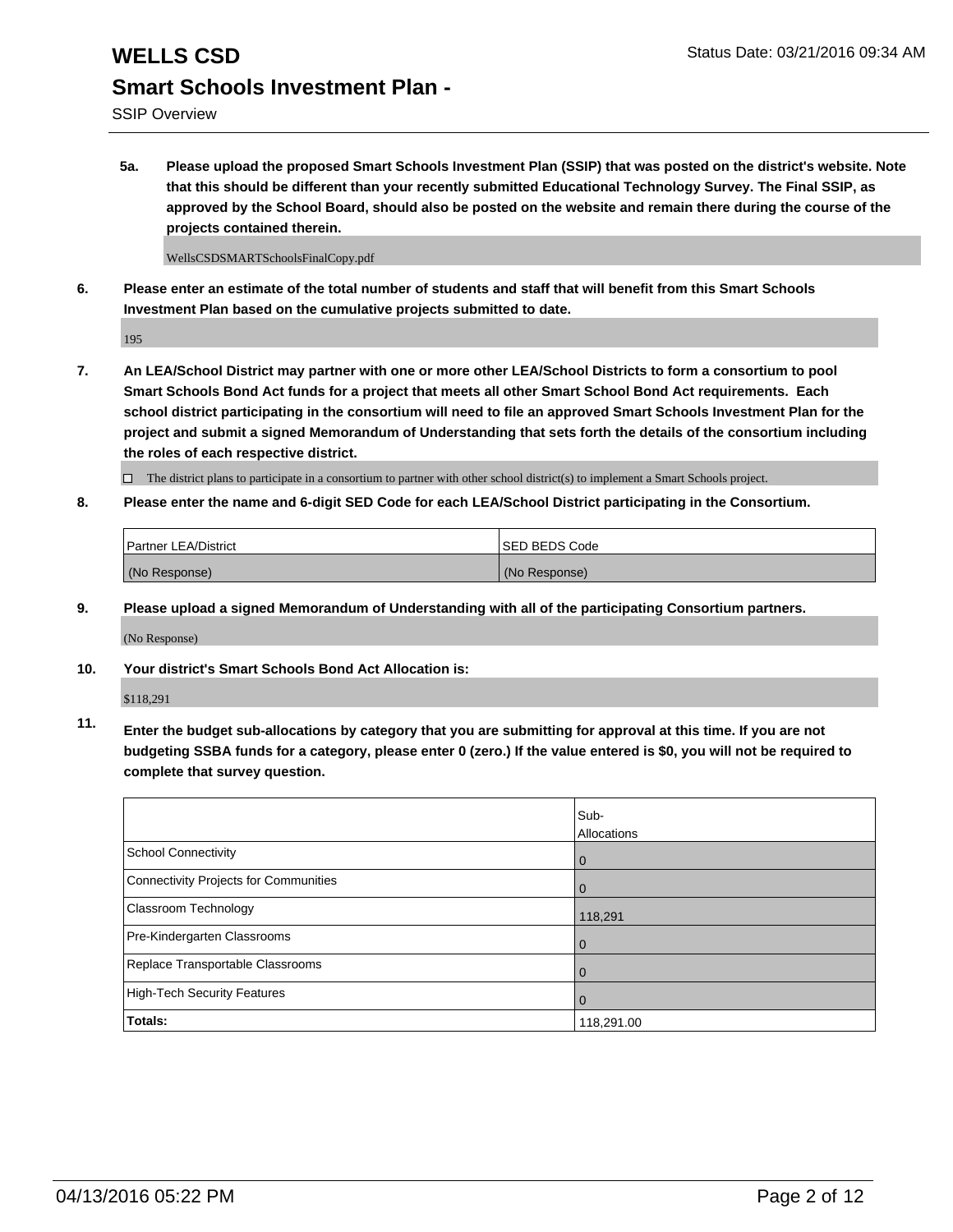# WELLS CSD

Status Date: 03/21/2016 09:34 AM

## Smart Schools Investment Plan -

SSIP Overview

**5a. Please upload the proposed Smart Schools Investment Plan (SSIP) that was posted on the district's website. Note that this should be different than your recently submitted Educational Technology Survey. The Final SSIP, as approved by the School Board, should also be posted on the website and remain there during the course of the projects contained therein.**

WellsCSDSMARTSchoolsFinalCopy.pdf

**6. Please enter an estimate of the total number of students and staff that will benefit from this Smart Schools Investment Plan based on the cumulative projects submitted to date.**

195

**7. An LEA/School District may partner with one or more other LEA/School Districts to form a consortium to pool Smart Schools Bond Act funds for a project that meets all other Smart School Bond Act requirements. Each school district participating in the consortium will need to file an approved Smart Schools Investment Plan for the project and submit a signed Memorandum of Understanding that sets forth the details of the consortium including the roles of each respective district.**

☐ The district plans to participate in a consortium to partner with other school district(s) to implement a Smart Schools project.

**8. Please enter the name and 6-digit SED Code for each LEA/School District participating in the Consortium.**

| Partner LEA/District | SED BEDS Code |
|---|---|
| (No Response) | (No Response) |

**9. Please upload a signed Memorandum of Understanding with all of the participating Consortium partners.**

(No Response)

**10. Your district's Smart Schools Bond Act Allocation is:**

$118,291

**11. Enter the budget sub-allocations by category that you are submitting for approval at this time. If you are not budgeting SSBA funds for a category, please enter 0 (zero.) If the value entered is $0, you will not be required to complete that survey question.**

| | Sub-Allocations |
|---|---|
| School Connectivity | 0 |
| Connectivity Projects for Communities | 0 |
| Classroom Technology | 118,291 |
| Pre-Kindergarten Classrooms | 0 |
| Replace Transportable Classrooms | 0 |
| High-Tech Security Features | 0 |
| **Totals:** | 118,291.00 |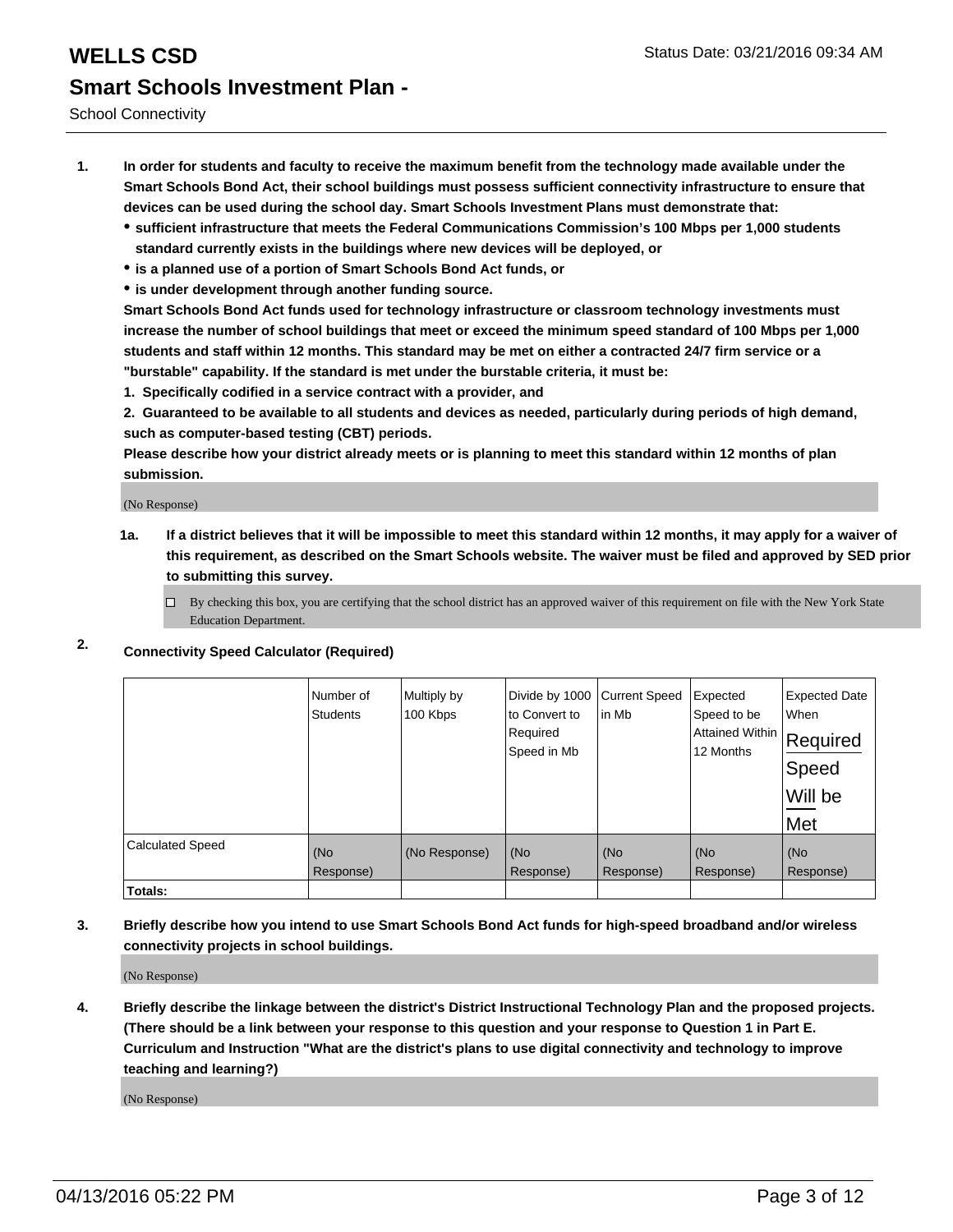# WELLS CSD

## Smart Schools Investment Plan -

School Connectivity

Status Date: 03/21/2016 09:34 AM

1. **In order for students and faculty to receive the maximum benefit from the technology made available under the Smart Schools Bond Act, their school buildings must possess sufficient connectivity infrastructure to ensure that devices can be used during the school day. Smart Schools Investment Plans must demonstrate that:**
   - **sufficient infrastructure that meets the Federal Communications Commission's 100 Mbps per 1,000 students standard currently exists in the buildings where new devices will be deployed, or**
   - **is a planned use of a portion of Smart Schools Bond Act funds, or**
   - **is under development through another funding source.**

   **Smart Schools Bond Act funds used for technology infrastructure or classroom technology investments must increase the number of school buildings that meet or exceed the minimum speed standard of 100 Mbps per 1,000 students and staff within 12 months. This standard may be met on either a contracted 24/7 firm service or a "burstable" capability. If the standard is met under the burstable criteria, it must be:**

   **1. Specifically codified in a service contract with a provider, and**

   **2. Guaranteed to be available to all students and devices as needed, particularly during periods of high demand, such as computer-based testing (CBT) periods.**

   **Please describe how your district already meets or is planning to meet this standard within 12 months of plan submission.**

   (No Response)

   1a. **If a district believes that it will be impossible to meet this standard within 12 months, it may apply for a waiver of this requirement, as described on the Smart Schools website. The waiver must be filed and approved by SED prior to submitting this survey.**

   ☐ By checking this box, you are certifying that the school district has an approved waiver of this requirement on file with the New York State Education Department.

2. **Connectivity Speed Calculator (Required)**

| | Number of Students | Multiply by 100 Kbps | Divide by 1000 to Convert to Required Speed in Mb | Current Speed in Mb | Expected Speed to be Attained Within 12 Months | Expected Date When Required Speed Will be Met |
|---|---|---|---|---|---|---|
| Calculated Speed | (No Response) | (No Response) | (No Response) | (No Response) | (No Response) | (No Response) |
| **Totals:** | | | | | | |

3. **Briefly describe how you intend to use Smart Schools Bond Act funds for high-speed broadband and/or wireless connectivity projects in school buildings.**

   (No Response)

4. **Briefly describe the linkage between the district's District Instructional Technology Plan and the proposed projects. (There should be a link between your response to this question and your response to Question 1 in Part E. Curriculum and Instruction "What are the district's plans to use digital connectivity and technology to improve teaching and learning?)**

   (No Response)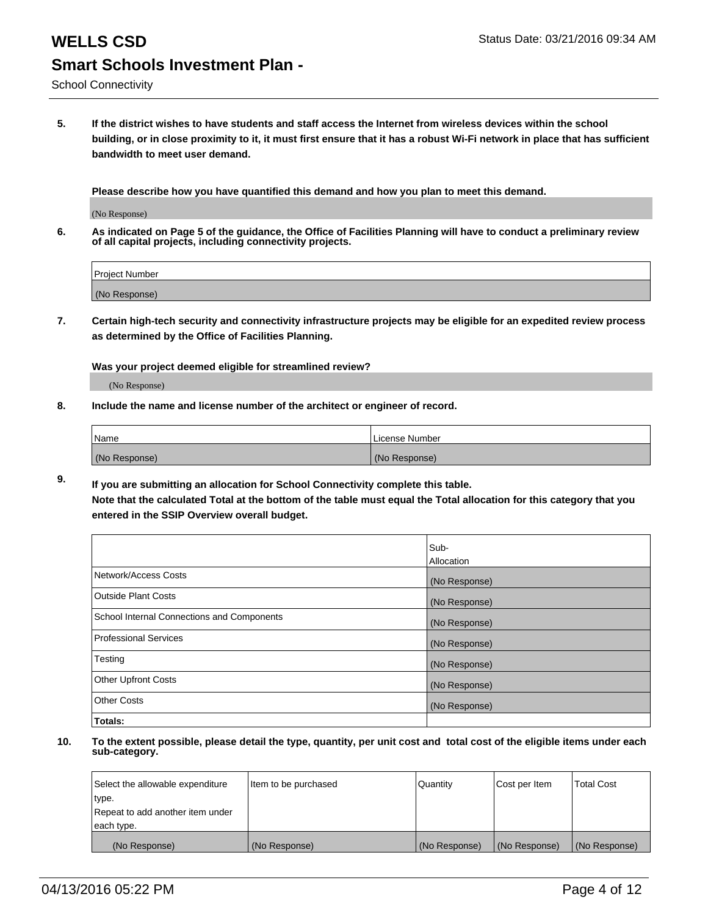# WELLS CSD

Status Date: 03/21/2016 09:34 AM

## Smart Schools Investment Plan -

School Connectivity

**5. If the district wishes to have students and staff access the Internet from wireless devices within the school building, or in close proximity to it, it must first ensure that it has a robust Wi-Fi network in place that has sufficient bandwidth to meet user demand.**

**Please describe how you have quantified this demand and how you plan to meet this demand.**

(No Response)

**6. As indicated on Page 5 of the guidance, the Office of Facilities Planning will have to conduct a preliminary review of all capital projects, including connectivity projects.**

| Project Number |
|---|
| (No Response) |

**7. Certain high-tech security and connectivity infrastructure projects may be eligible for an expedited review process as determined by the Office of Facilities Planning.**

**Was your project deemed eligible for streamlined review?**

(No Response)

**8. Include the name and license number of the architect or engineer of record.**

| Name | License Number |
|---|---|
| (No Response) | (No Response) |

**9. If you are submitting an allocation for School Connectivity complete this table. Note that the calculated Total at the bottom of the table must equal the Total allocation for this category that you entered in the SSIP Overview overall budget.**

| | Sub-Allocation |
|---|---|
| Network/Access Costs | (No Response) |
| Outside Plant Costs | (No Response) |
| School Internal Connections and Components | (No Response) |
| Professional Services | (No Response) |
| Testing | (No Response) |
| Other Upfront Costs | (No Response) |
| Other Costs | (No Response) |
| **Totals:** | |

**10. To the extent possible, please detail the type, quantity, per unit cost and total cost of the eligible items under each sub-category.**

| Select the allowable expenditure type. Repeat to add another item under each type. | Item to be purchased | Quantity | Cost per Item | Total Cost |
|---|---|---|---|---|
| (No Response) | (No Response) | (No Response) | (No Response) | (No Response) |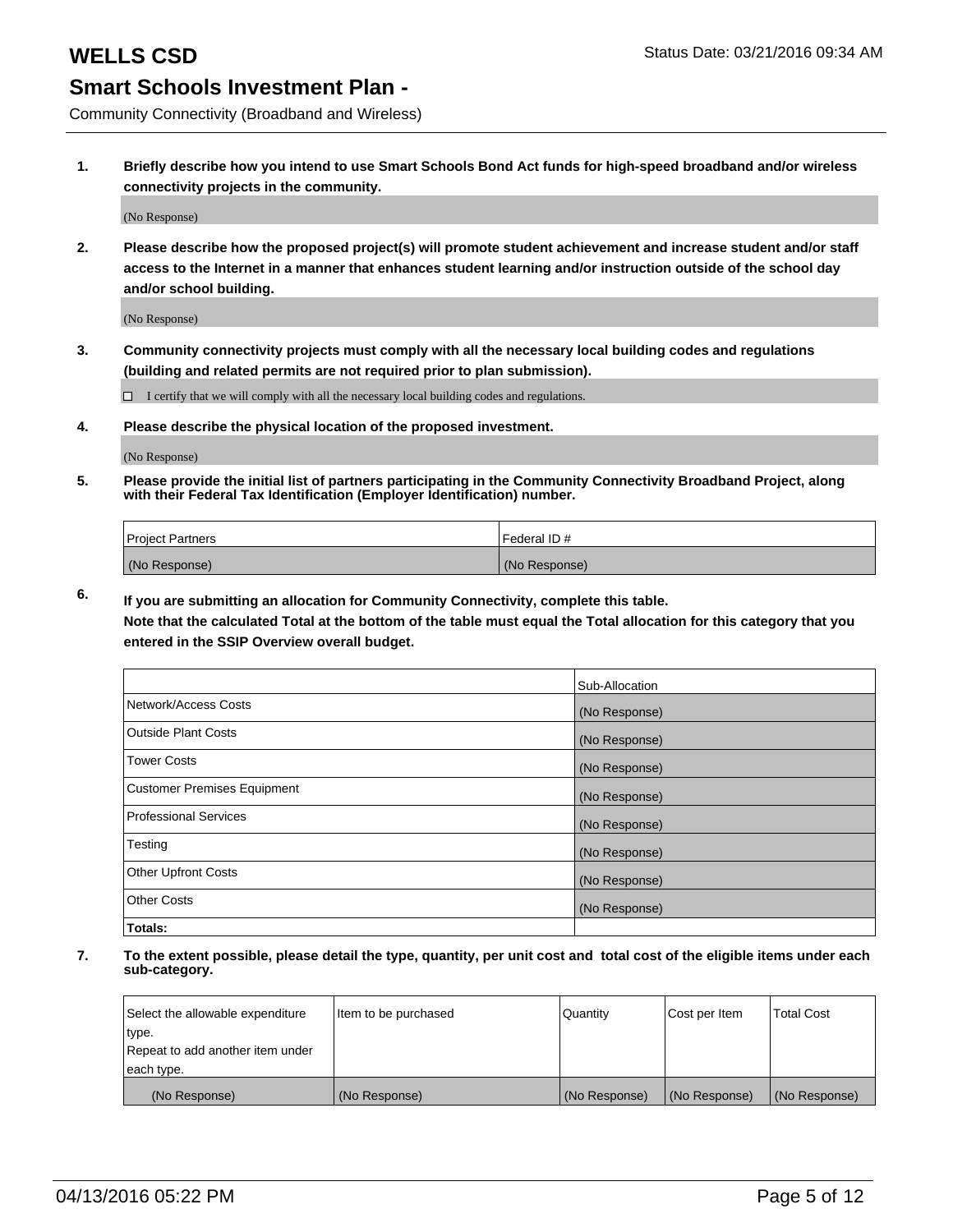# WELLS CSD

Status Date: 03/21/2016 09:34 AM

## Smart Schools Investment Plan -

Community Connectivity (Broadband and Wireless)

**1. Briefly describe how you intend to use Smart Schools Bond Act funds for high-speed broadband and/or wireless connectivity projects in the community.**

(No Response)

**2. Please describe how the proposed project(s) will promote student achievement and increase student and/or staff access to the Internet in a manner that enhances student learning and/or instruction outside of the school day and/or school building.**

(No Response)

**3. Community connectivity projects must comply with all the necessary local building codes and regulations (building and related permits are not required prior to plan submission).**

☐ I certify that we will comply with all the necessary local building codes and regulations.

**4. Please describe the physical location of the proposed investment.**

(No Response)

**5. Please provide the initial list of partners participating in the Community Connectivity Broadband Project, along with their Federal Tax Identification (Employer Identification) number.**

| Project Partners | Federal ID # |
|---|---|
| (No Response) | (No Response) |

**6. If you are submitting an allocation for Community Connectivity, complete this table.**
**Note that the calculated Total at the bottom of the table must equal the Total allocation for this category that you entered in the SSIP Overview overall budget.**

| | Sub-Allocation |
|---|---|
| Network/Access Costs | (No Response) |
| Outside Plant Costs | (No Response) |
| Tower Costs | (No Response) |
| Customer Premises Equipment | (No Response) |
| Professional Services | (No Response) |
| Testing | (No Response) |
| Other Upfront Costs | (No Response) |
| Other Costs | (No Response) |
| **Totals:** | |

**7. To the extent possible, please detail the type, quantity, per unit cost and total cost of the eligible items under each sub-category.**

| Select the allowable expenditure type. Repeat to add another item under each type. | Item to be purchased | Quantity | Cost per Item | Total Cost |
|---|---|---|---|---|
| (No Response) | (No Response) | (No Response) | (No Response) | (No Response) |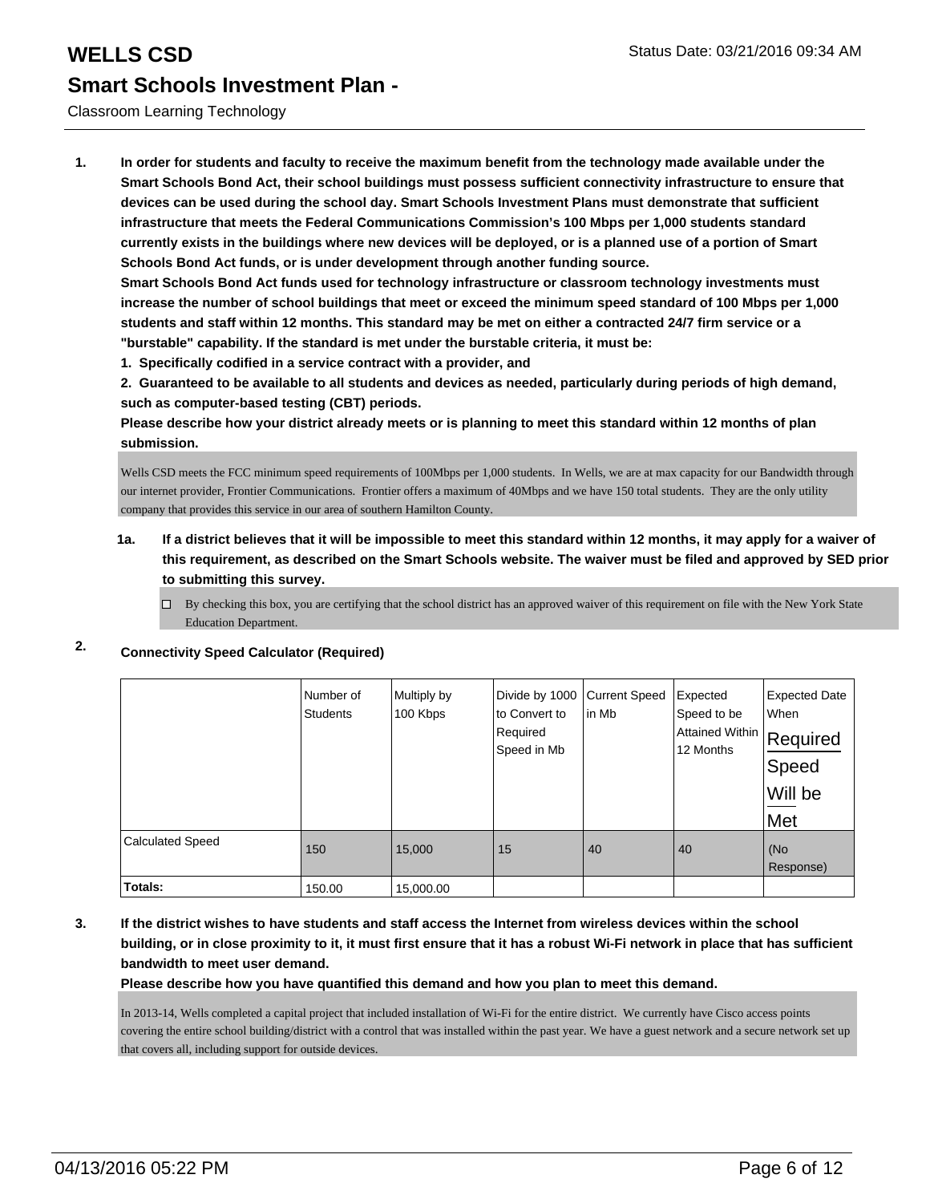# WELLS CSD

Status Date: 03/21/2016 09:34 AM

## Smart Schools Investment Plan -

Classroom Learning Technology

**1. In order for students and faculty to receive the maximum benefit from the technology made available under the Smart Schools Bond Act, their school buildings must possess sufficient connectivity infrastructure to ensure that devices can be used during the school day. Smart Schools Investment Plans must demonstrate that sufficient infrastructure that meets the Federal Communications Commission's 100 Mbps per 1,000 students standard currently exists in the buildings where new devices will be deployed, or is a planned use of a portion of Smart Schools Bond Act funds, or is under development through another funding source.**

**Smart Schools Bond Act funds used for technology infrastructure or classroom technology investments must increase the number of school buildings that meet or exceed the minimum speed standard of 100 Mbps per 1,000 students and staff within 12 months. This standard may be met on either a contracted 24/7 firm service or a "burstable" capability. If the standard is met under the burstable criteria, it must be:**

**1. Specifically codified in a service contract with a provider, and**

**2. Guaranteed to be available to all students and devices as needed, particularly during periods of high demand, such as computer-based testing (CBT) periods.**

**Please describe how your district already meets or is planning to meet this standard within 12 months of plan submission.**

Wells CSD meets the FCC minimum speed requirements of 100Mbps per 1,000 students. In Wells, we are at max capacity for our Bandwidth through our internet provider, Frontier Communications. Frontier offers a maximum of 40Mbps and we have 150 total students. They are the only utility company that provides this service in our area of southern Hamilton County.

**1a. If a district believes that it will be impossible to meet this standard within 12 months, it may apply for a waiver of this requirement, as described on the Smart Schools website. The waiver must be filed and approved by SED prior to submitting this survey.**

☐ By checking this box, you are certifying that the school district has an approved waiver of this requirement on file with the New York State Education Department.

**2. Connectivity Speed Calculator (Required)**

| | Number of Students | Multiply by 100 Kbps | Divide by 1000 to Convert to Required Speed in Mb | Current Speed in Mb | Expected Speed to be Attained Within 12 Months | Expected Date When Required Speed Will be Met |
|---|---|---|---|---|---|---|
| Calculated Speed | 150 | 15,000 | 15 | 40 | 40 | (No Response) |
| **Totals:** | 150.00 | 15,000.00 | | | | |

**3. If the district wishes to have students and staff access the Internet from wireless devices within the school building, or in close proximity to it, it must first ensure that it has a robust Wi-Fi network in place that has sufficient bandwidth to meet user demand.**

**Please describe how you have quantified this demand and how you plan to meet this demand.**

In 2013-14, Wells completed a capital project that included installation of Wi-Fi for the entire district. We currently have Cisco access points covering the entire school building/district with a control that was installed within the past year. We have a guest network and a secure network set up that covers all, including support for outside devices.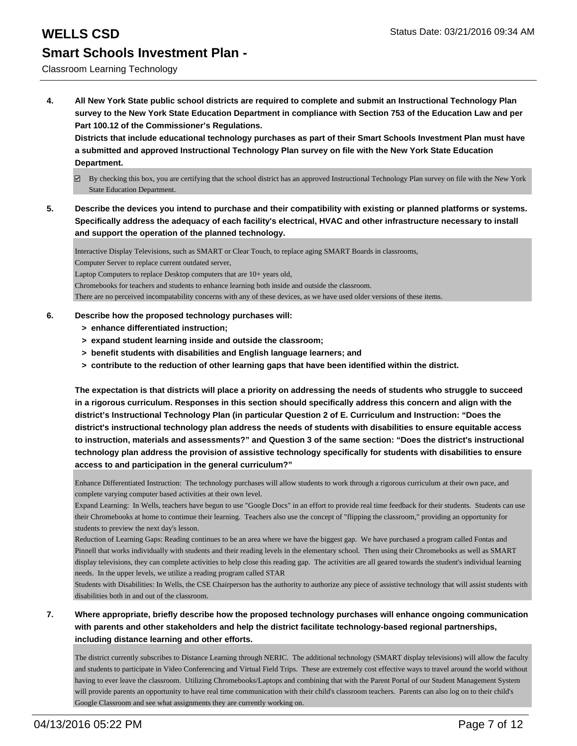**4. All New York State public school districts are required to complete and submit an Instructional Technology Plan survey to the New York State Education Department in compliance with Section 753 of the Education Law and per Part 100.12 of the Commissioner's Regulations.**

**Districts that include educational technology purchases as part of their Smart Schools Investment Plan must have a submitted and approved Instructional Technology Plan survey on file with the New York State Education Department.**

☑ By checking this box, you are certifying that the school district has an approved Instructional Technology Plan survey on file with the New York State Education Department.

**5. Describe the devices you intend to purchase and their compatibility with existing or planned platforms or systems. Specifically address the adequacy of each facility's electrical, HVAC and other infrastructure necessary to install and support the operation of the planned technology.**

Interactive Display Televisions, such as SMART or Clear Touch, to replace aging SMART Boards in classrooms,
Computer Server to replace current outdated server,
Laptop Computers to replace Desktop computers that are 10+ years old,
Chromebooks for teachers and students to enhance learning both inside and outside the classroom.
There are no perceived incompatability concerns with any of these devices, as we have used older versions of these items.

**6. Describe how the proposed technology purchases will:**
- **> enhance differentiated instruction;**
- **> expand student learning inside and outside the classroom;**
- **> benefit students with disabilities and English language learners; and**
- **> contribute to the reduction of other learning gaps that have been identified within the district.**

**The expectation is that districts will place a priority on addressing the needs of students who struggle to succeed in a rigorous curriculum. Responses in this section should specifically address this concern and align with the district's Instructional Technology Plan (in particular Question 2 of E. Curriculum and Instruction: "Does the district's instructional technology plan address the needs of students with disabilities to ensure equitable access to instruction, materials and assessments?" and Question 3 of the same section: "Does the district's instructional technology plan address the provision of assistive technology specifically for students with disabilities to ensure access to and participation in the general curriculum?"**

Enhance Differentiated Instruction: The technology purchases will allow students to work through a rigorous curriculum at their own pace, and complete varying computer based activities at their own level.
Expand Learning: In Wells, teachers have begun to use "Google Docs" in an effort to provide real time feedback for their students. Students can use their Chromebooks at home to contimue their learning. Teachers also use the concept of "flipping the classroom," providing an opportunity for students to preview the next day's lesson.
Reduction of Learning Gaps: Reading continues to be an area where we have the biggest gap. We have purchased a program called Fontas and Pinnell that works individually with students and their reading levels in the elementary school. Then using their Chromebooks as well as SMART display televisions, they can complete activities to help close this reading gap. The activities are all geared towards the student's individual learning needs. In the upper levels, we utilize a reading program called STAR
Students with Disabilities: In Wells, the CSE Chairperson has the authority to authorize any piece of assistive technology that will assist students with disabilities both in and out of the classroom.

**7. Where appropriate, briefly describe how the proposed technology purchases will enhance ongoing communication with parents and other stakeholders and help the district facilitate technology-based regional partnerships, including distance learning and other efforts.**

The district currently subscribes to Distance Learning through NERIC. The additional technology (SMART display televisions) will allow the faculty and students to participate in Video Conferencing and Virtual Field Trips. These are extremely cost effective ways to travel around the world without having to ever leave the classroom. Utilizing Chromebooks/Laptops and combining that with the Parent Portal of our Student Management System will provide parents an opportunity to have real time communication with their child's classroom teachers. Parents can also log on to their child's Google Classroom and see what assignments they are currently working on.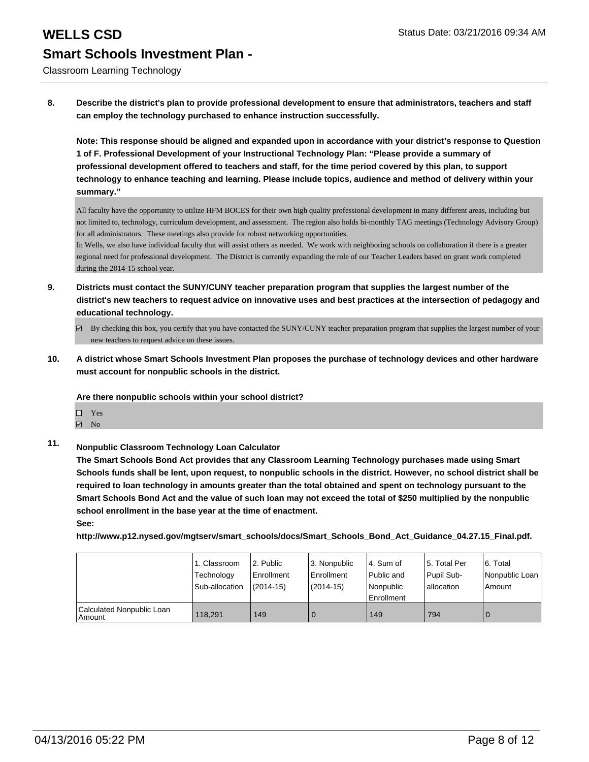# WELLS CSD

Status Date: 03/21/2016 09:34 AM

## Smart Schools Investment Plan -

Classroom Learning Technology

**8. Describe the district's plan to provide professional development to ensure that administrators, teachers and staff can employ the technology purchased to enhance instruction successfully.**

**Note: This response should be aligned and expanded upon in accordance with your district's response to Question 1 of F. Professional Development of your Instructional Technology Plan: "Please provide a summary of professional development offered to teachers and staff, for the time period covered by this plan, to support technology to enhance teaching and learning. Please include topics, audience and method of delivery within your summary."**

All faculty have the opportunity to utilize HFM BOCES for their own high quality professional development in many different areas, including but not limited to, technology, curriculum development, and assessment. The region also holds bi-monthly TAG meetings (Technology Advisory Group) for all administrators. These meetings also provide for robust networking opportunities.
In Wells, we also have individual faculty that will assist others as needed. We work with neighboring schools on collaboration if there is a greater regional need for professional development. The District is currently expanding the role of our Teacher Leaders based on grant work completed during the 2014-15 school year.

**9. Districts must contact the SUNY/CUNY teacher preparation program that supplies the largest number of the district's new teachers to request advice on innovative uses and best practices at the intersection of pedagogy and educational technology.**

- [x] By checking this box, you certify that you have contacted the SUNY/CUNY teacher preparation program that supplies the largest number of your new teachers to request advice on these issues.

**10. A district whose Smart Schools Investment Plan proposes the purchase of technology devices and other hardware must account for nonpublic schools in the district.**

**Are there nonpublic schools within your school district?**

- [ ] Yes
- [x] No

**11. Nonpublic Classroom Technology Loan Calculator**

**The Smart Schools Bond Act provides that any Classroom Learning Technology purchases made using Smart Schools funds shall be lent, upon request, to nonpublic schools in the district. However, no school district shall be required to loan technology in amounts greater than the total obtained and spent on technology pursuant to the Smart Schools Bond Act and the value of such loan may not exceed the total of $250 multiplied by the nonpublic school enrollment in the base year at the time of enactment.**

**See:**

**http://www.p12.nysed.gov/mgtserv/smart_schools/docs/Smart_Schools_Bond_Act_Guidance_04.27.15_Final.pdf.**

| | 1. Classroom Technology Sub-allocation | 2. Public Enrollment (2014-15) | 3. Nonpublic Enrollment (2014-15) | 4. Sum of Public and Nonpublic Enrollment | 5. Total Per Pupil Sub-allocation | 6. Total Nonpublic Loan Amount |
|---|---|---|---|---|---|---|
| Calculated Nonpublic Loan Amount | 118,291 | 149 | 0 | 149 | 794 | 0 |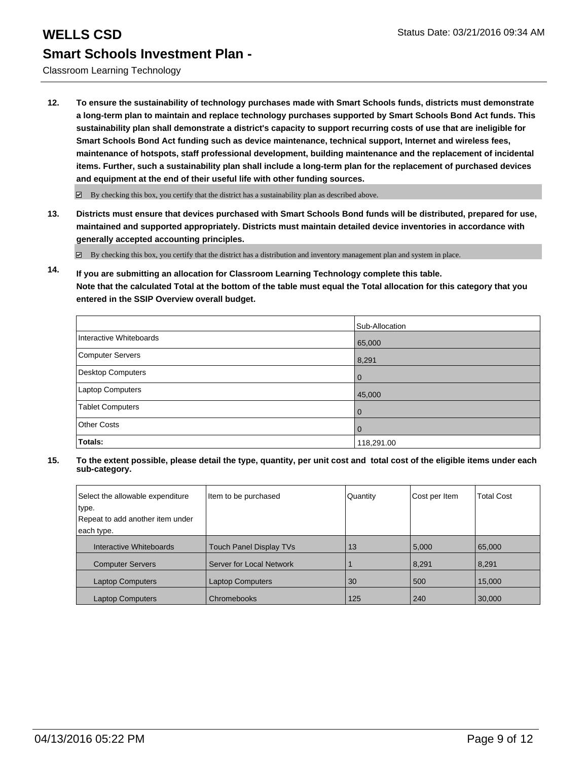**12. To ensure the sustainability of technology purchases made with Smart Schools funds, districts must demonstrate a long-term plan to maintain and replace technology purchases supported by Smart Schools Bond Act funds. This sustainability plan shall demonstrate a district's capacity to support recurring costs of use that are ineligible for Smart Schools Bond Act funding such as device maintenance, technical support, Internet and wireless fees, maintenance of hotspots, staff professional development, building maintenance and the replacement of incidental items. Further, such a sustainability plan shall include a long-term plan for the replacement of purchased devices and equipment at the end of their useful life with other funding sources.**

☑ By checking this box, you certify that the district has a sustainability plan as described above.

**13. Districts must ensure that devices purchased with Smart Schools Bond funds will be distributed, prepared for use, maintained and supported appropriately. Districts must maintain detailed device inventories in accordance with generally accepted accounting principles.**

☑ By checking this box, you certify that the district has a distribution and inventory management plan and system in place.

**14. If you are submitting an allocation for Classroom Learning Technology complete this table. Note that the calculated Total at the bottom of the table must equal the Total allocation for this category that you entered in the SSIP Overview overall budget.**

| | Sub-Allocation |
|---|---|
| Interactive Whiteboards | 65,000 |
| Computer Servers | 8,291 |
| Desktop Computers | 0 |
| Laptop Computers | 45,000 |
| Tablet Computers | 0 |
| Other Costs | 0 |
| **Totals:** | 118,291.00 |

**15. To the extent possible, please detail the type, quantity, per unit cost and total cost of the eligible items under each sub-category.**

| Select the allowable expenditure type. Repeat to add another item under each type. | Item to be purchased | Quantity | Cost per Item | Total Cost |
|---|---|---|---|---|
| Interactive Whiteboards | Touch Panel Display TVs | 13 | 5,000 | 65,000 |
| Computer Servers | Server for Local Network | 1 | 8,291 | 8,291 |
| Laptop Computers | Laptop Computers | 30 | 500 | 15,000 |
| Laptop Computers | Chromebooks | 125 | 240 | 30,000 |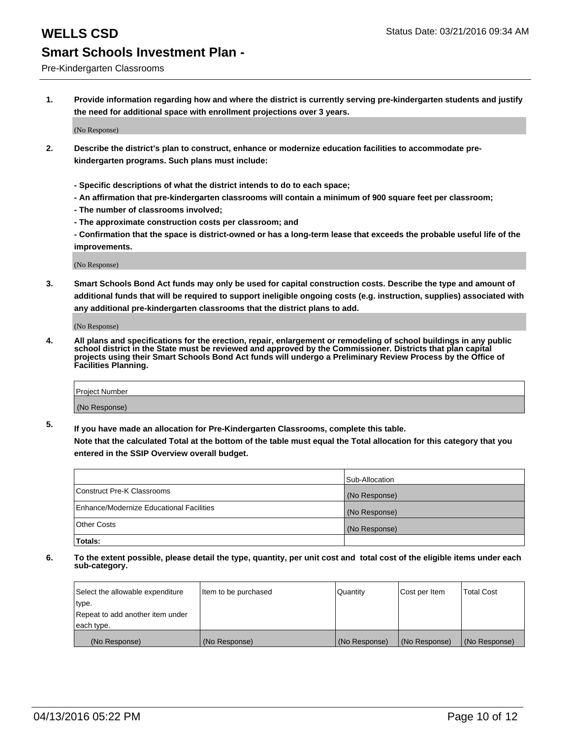# WELLS CSD

Status Date: 03/21/2016 09:34 AM

## Smart Schools Investment Plan -

Pre-Kindergarten Classrooms

**1. Provide information regarding how and where the district is currently serving pre-kindergarten students and justify the need for additional space with enrollment projections over 3 years.**

(No Response)

**2. Describe the district's plan to construct, enhance or modernize education facilities to accommodate pre-kindergarten programs. Such plans must include:**

**- Specific descriptions of what the district intends to do to each space;**
**- An affirmation that pre-kindergarten classrooms will contain a minimum of 900 square feet per classroom;**
**- The number of classrooms involved;**
**- The approximate construction costs per classroom; and**
**- Confirmation that the space is district-owned or has a long-term lease that exceeds the probable useful life of the improvements.**

(No Response)

**3. Smart Schools Bond Act funds may only be used for capital construction costs. Describe the type and amount of additional funds that will be required to support ineligible ongoing costs (e.g. instruction, supplies) associated with any additional pre-kindergarten classrooms that the district plans to add.**

(No Response)

**4. All plans and specifications for the erection, repair, enlargement or remodeling of school buildings in any public school district in the State must be reviewed and approved by the Commissioner. Districts that plan capital projects using their Smart Schools Bond Act funds will undergo a Preliminary Review Process by the Office of Facilities Planning.**

| Project Number |
| --- |
| (No Response) |

**5. If you have made an allocation for Pre-Kindergarten Classrooms, complete this table.**
**Note that the calculated Total at the bottom of the table must equal the Total allocation for this category that you entered in the SSIP Overview overall budget.**

| | Sub-Allocation |
| --- | --- |
| Construct Pre-K Classrooms | (No Response) |
| Enhance/Modernize Educational Facilities | (No Response) |
| Other Costs | (No Response) |
| **Totals:** | |

**6. To the extent possible, please detail the type, quantity, per unit cost and total cost of the eligible items under each sub-category.**

| Select the allowable expenditure type. Repeat to add another item under each type. | Item to be purchased | Quantity | Cost per Item | Total Cost |
| --- | --- | --- | --- | --- |
| (No Response) | (No Response) | (No Response) | (No Response) | (No Response) |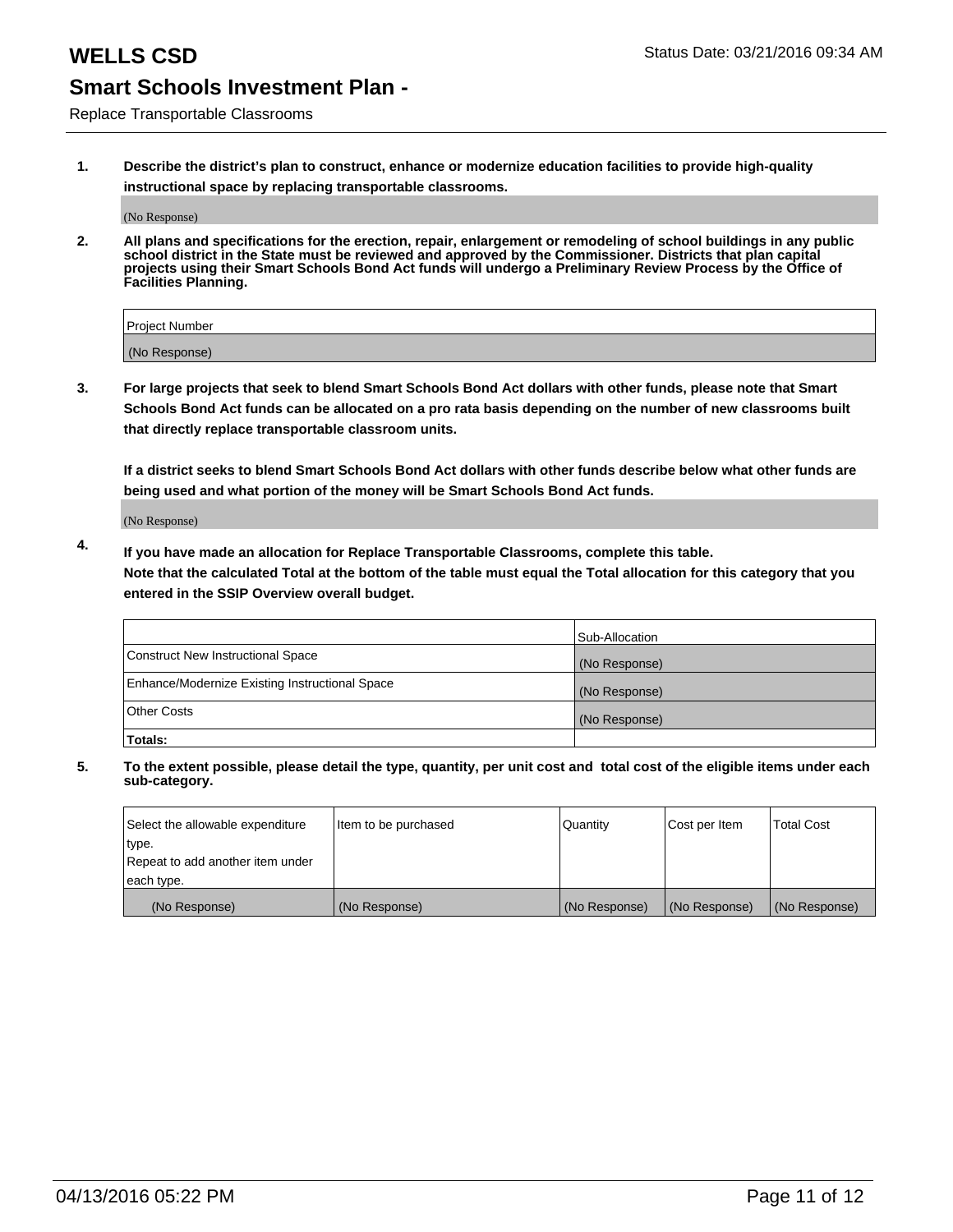# WELLS CSD

Status Date: 03/21/2016 09:34 AM

## Smart Schools Investment Plan -

Replace Transportable Classrooms

1. **Describe the district's plan to construct, enhance or modernize education facilities to provide high-quality instructional space by replacing transportable classrooms.**

   (No Response)

2. **All plans and specifications for the erection, repair, enlargement or remodeling of school buildings in any public school district in the State must be reviewed and approved by the Commissioner. Districts that plan capital projects using their Smart Schools Bond Act funds will undergo a Preliminary Review Process by the Office of Facilities Planning.**

| Project Number |
|---|
| (No Response) |

3. **For large projects that seek to blend Smart Schools Bond Act dollars with other funds, please note that Smart Schools Bond Act funds can be allocated on a pro rata basis depending on the number of new classrooms built that directly replace transportable classroom units.**

   **If a district seeks to blend Smart Schools Bond Act dollars with other funds describe below what other funds are being used and what portion of the money will be Smart Schools Bond Act funds.**

   (No Response)

4. **If you have made an allocation for Replace Transportable Classrooms, complete this table. Note that the calculated Total at the bottom of the table must equal the Total allocation for this category that you entered in the SSIP Overview overall budget.**

| | Sub-Allocation |
|---|---|
| Construct New Instructional Space | (No Response) |
| Enhance/Modernize Existing Instructional Space | (No Response) |
| Other Costs | (No Response) |
| **Totals:** | |

5. **To the extent possible, please detail the type, quantity, per unit cost and total cost of the eligible items under each sub-category.**

| Select the allowable expenditure type. Repeat to add another item under each type. | Item to be purchased | Quantity | Cost per Item | Total Cost |
|---|---|---|---|---|
| (No Response) | (No Response) | (No Response) | (No Response) | (No Response) |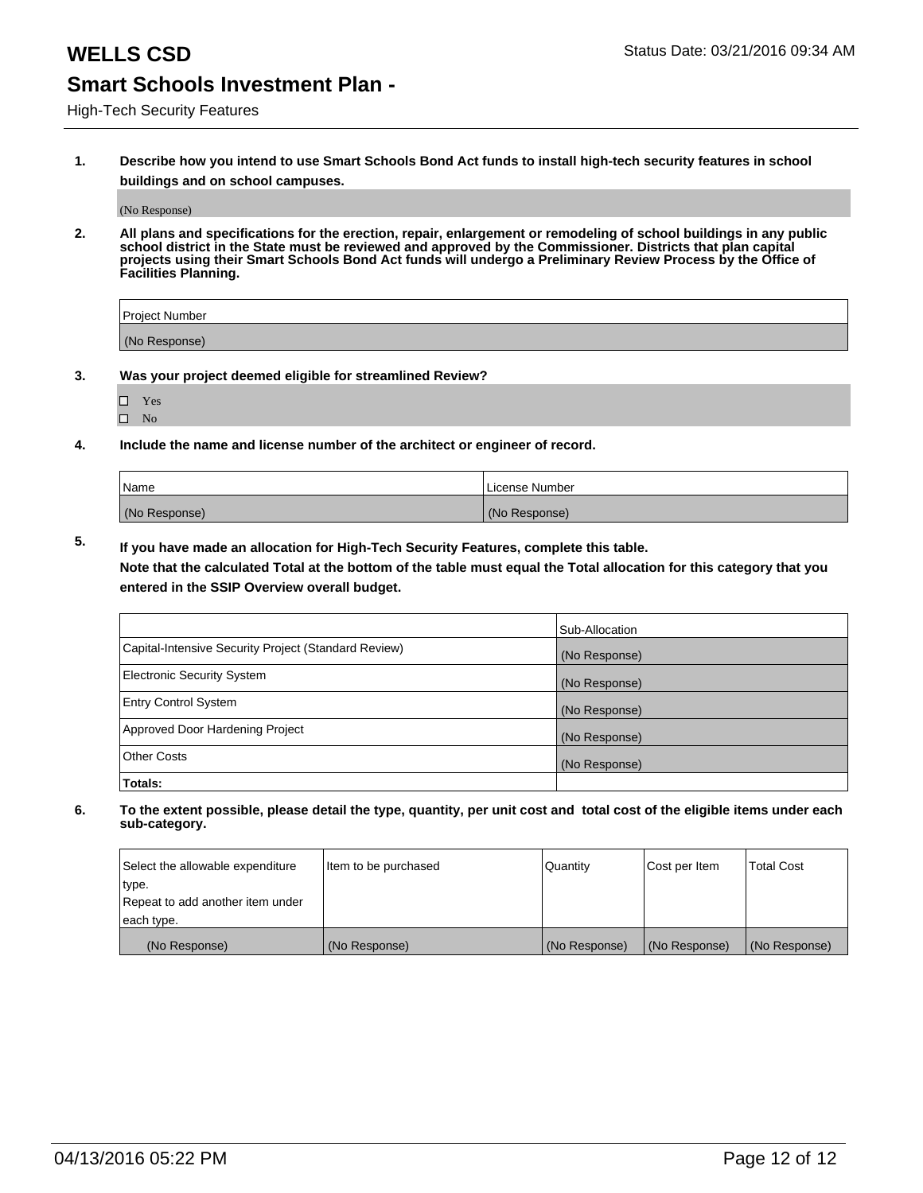# WELLS CSD

Status Date: 03/21/2016 09:34 AM

## Smart Schools Investment Plan -

High-Tech Security Features

**1. Describe how you intend to use Smart Schools Bond Act funds to install high-tech security features in school buildings and on school campuses.**

(No Response)

**2. All plans and specifications for the erection, repair, enlargement or remodeling of school buildings in any public school district in the State must be reviewed and approved by the Commissioner. Districts that plan capital projects using their Smart Schools Bond Act funds will undergo a Preliminary Review Process by the Office of Facilities Planning.**

| Project Number |
|---|
| (No Response) |

**3. Was your project deemed eligible for streamlined Review?**

- ☐ Yes
- ☐ No

**4. Include the name and license number of the architect or engineer of record.**

| Name | License Number |
|---|---|
| (No Response) | (No Response) |

**5. If you have made an allocation for High-Tech Security Features, complete this table.**
**Note that the calculated Total at the bottom of the table must equal the Total allocation for this category that you entered in the SSIP Overview overall budget.**

| | Sub-Allocation |
|---|---|
| Capital-Intensive Security Project (Standard Review) | (No Response) |
| Electronic Security System | (No Response) |
| Entry Control System | (No Response) |
| Approved Door Hardening Project | (No Response) |
| Other Costs | (No Response) |
| **Totals:** | |

**6. To the extent possible, please detail the type, quantity, per unit cost and total cost of the eligible items under each sub-category.**

| Select the allowable expenditure type. Repeat to add another item under each type. | Item to be purchased | Quantity | Cost per Item | Total Cost |
|---|---|---|---|---|
| (No Response) | (No Response) | (No Response) | (No Response) | (No Response) |